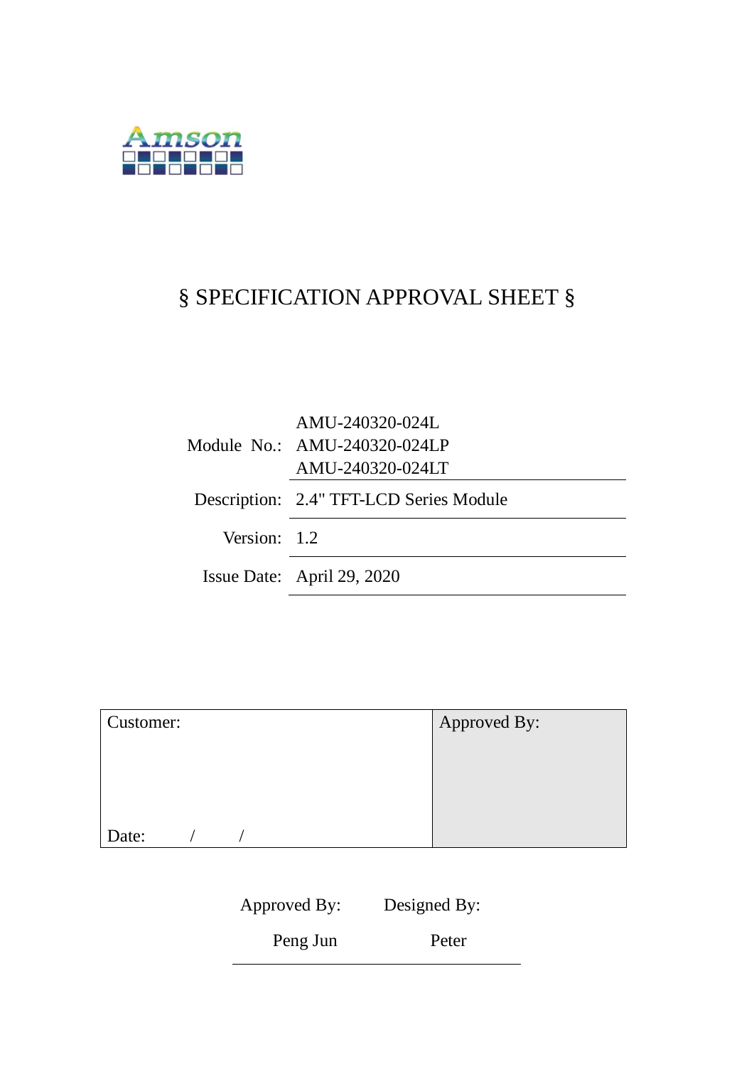Amson

# § SPECIFICATION APPROVAL SHEET §

| | |
|---|---|
| Module No.: | AMU-240320-024L<br>AMU-240320-024LP<br>AMU-240320-024LT |
| Description: | 2.4" TFT-LCD Series Module |
| Version: | 1.2 |
| Issue Date: | April 29, 2020 |

| Customer: | Approved By: |
|---|---|
| Date: / / | |

| Approved By: | Designed By: |
|---|---|
| Peng Jun | Peter |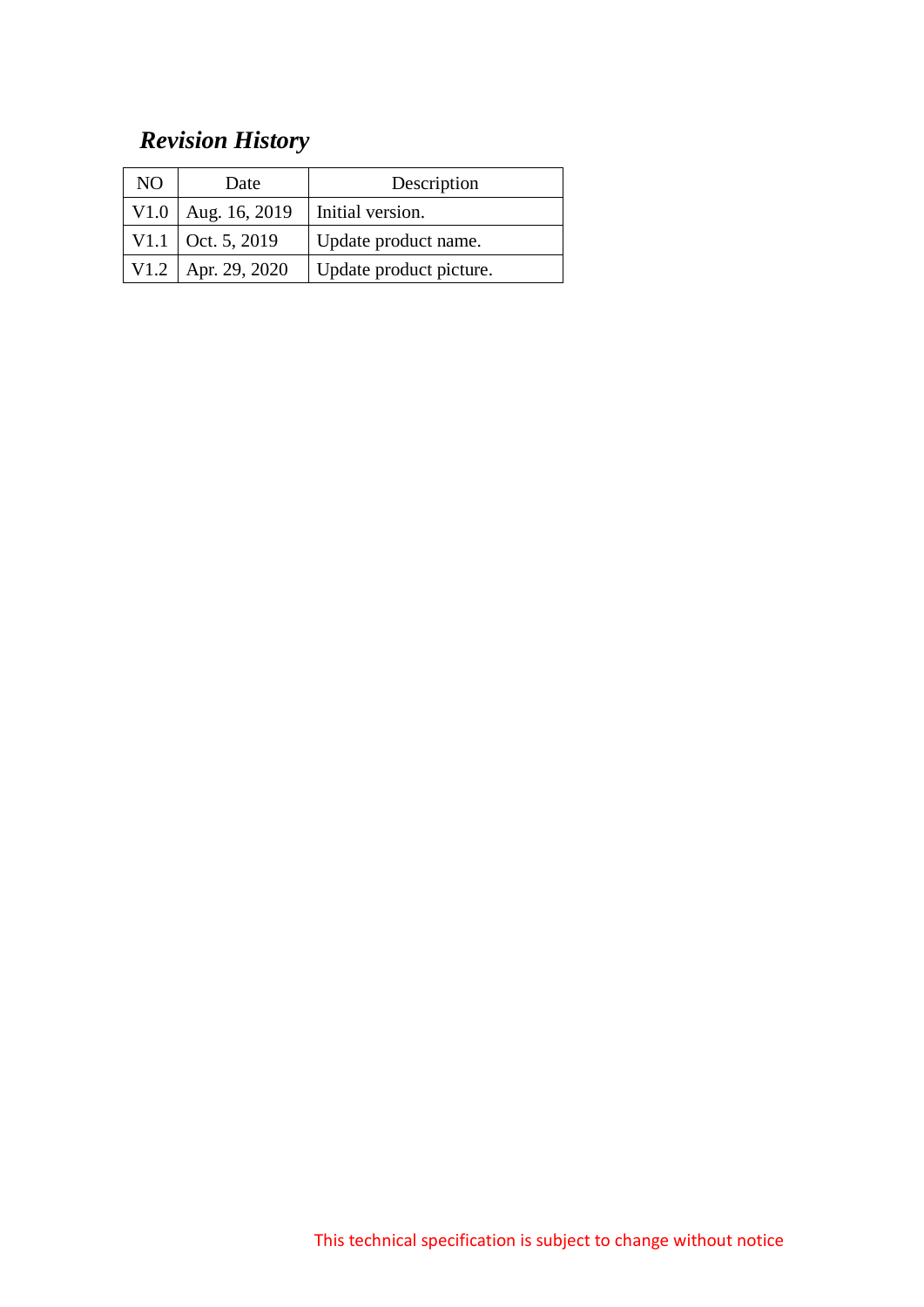## *Revision History*

| NO | Date | Description |
|---|---|---|
| V1.0 | Aug. 16, 2019 | Initial version. |
| V1.1 | Oct. 5, 2019 | Update product name. |
| V1.2 | Apr. 29, 2020 | Update product picture. |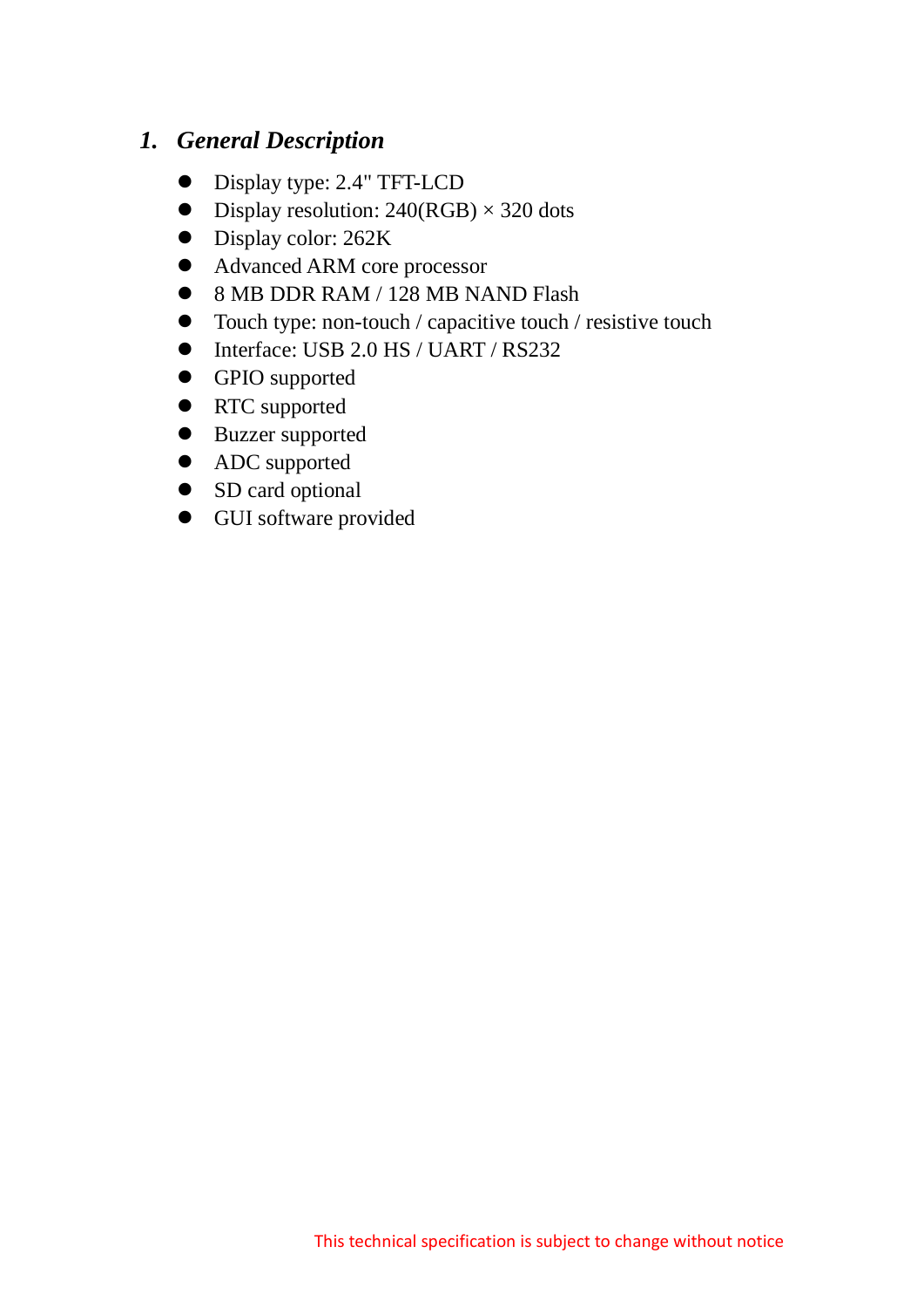## *1. General Description*

- Display type: 2.4" TFT-LCD
- Display resolution: 240(RGB) × 320 dots
- Display color: 262K
- Advanced ARM core processor
- 8 MB DDR RAM / 128 MB NAND Flash
- Touch type: non-touch / capacitive touch / resistive touch
- Interface: USB 2.0 HS / UART / RS232
- GPIO supported
- RTC supported
- Buzzer supported
- ADC supported
- SD card optional
- GUI software provided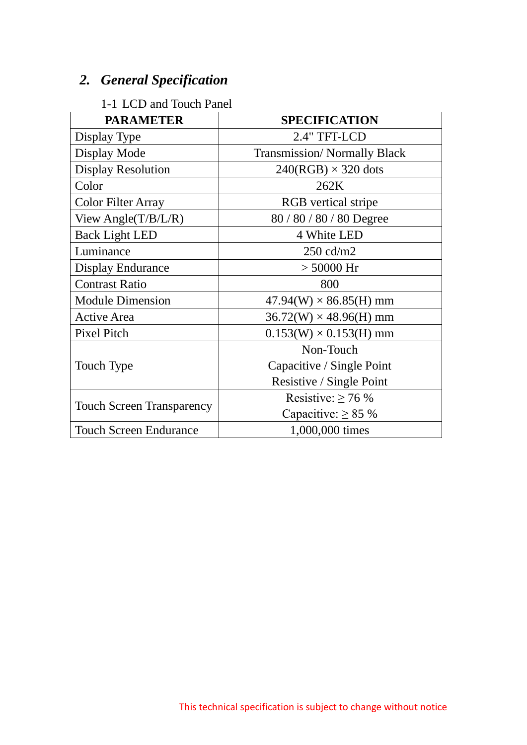## *2. General Specification*

1-1 LCD and Touch Panel

| PARAMETER | SPECIFICATION |
|---|---|
| Display Type | 2.4" TFT-LCD |
| Display Mode | Transmission/ Normally Black |
| Display Resolution | 240(RGB) × 320 dots |
| Color | 262K |
| Color Filter Array | RGB vertical stripe |
| View Angle(T/B/L/R) | 80 / 80 / 80 / 80 Degree |
| Back Light LED | 4 White LED |
| Luminance | 250 cd/m2 |
| Display Endurance | > 50000 Hr |
| Contrast Ratio | 800 |
| Module Dimension | 47.94(W) × 86.85(H) mm |
| Active Area | 36.72(W) × 48.96(H) mm |
| Pixel Pitch | 0.153(W) × 0.153(H) mm |
| Touch Type | Non-Touch<br>Capacitive / Single Point<br>Resistive / Single Point |
| Touch Screen Transparency | Resistive: ≥ 76 %<br>Capacitive: ≥ 85 % |
| Touch Screen Endurance | 1,000,000 times |

This technical specification is subject to change without notice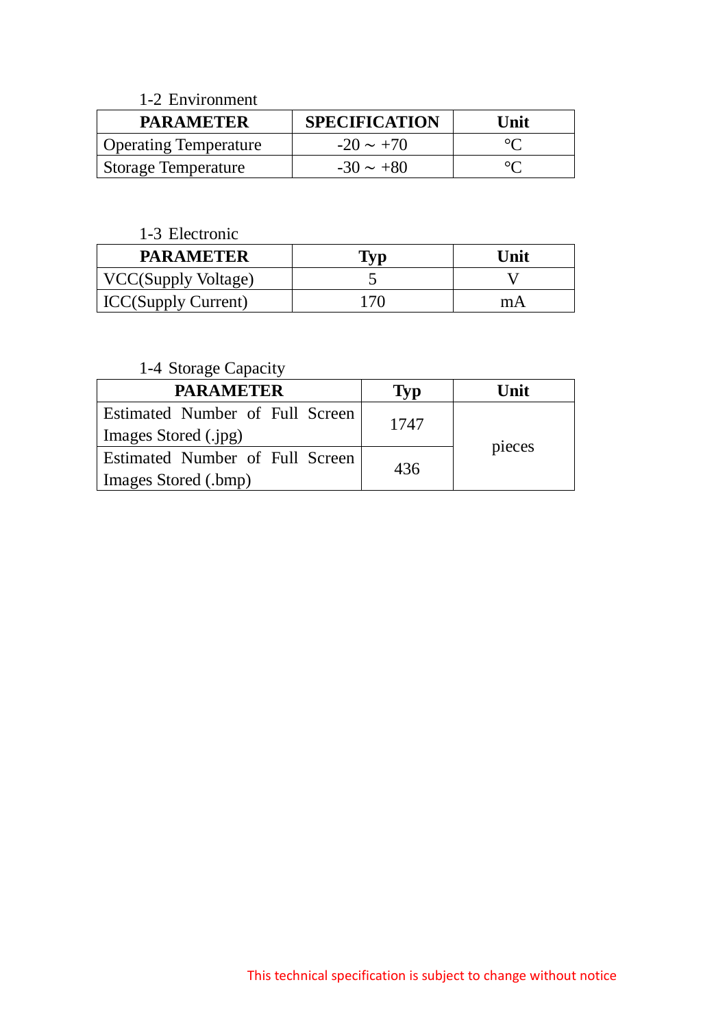1-2 Environment

| PARAMETER | SPECIFICATION | Unit |
|---|---|---|
| Operating Temperature | -20 ~ +70 | ℃ |
| Storage Temperature | -30 ~ +80 | ℃ |

1-3 Electronic

| PARAMETER | Typ | Unit |
|---|---|---|
| VCC(Supply Voltage) | 5 | V |
| ICC(Supply Current) | 170 | mA |

1-4 Storage Capacity

| PARAMETER | Typ | Unit |
|---|---|---|
| Estimated Number of Full Screen Images Stored (.jpg) | 1747 | pieces |
| Estimated Number of Full Screen Images Stored (.bmp) | 436 | |

This technical specification is subject to change without notice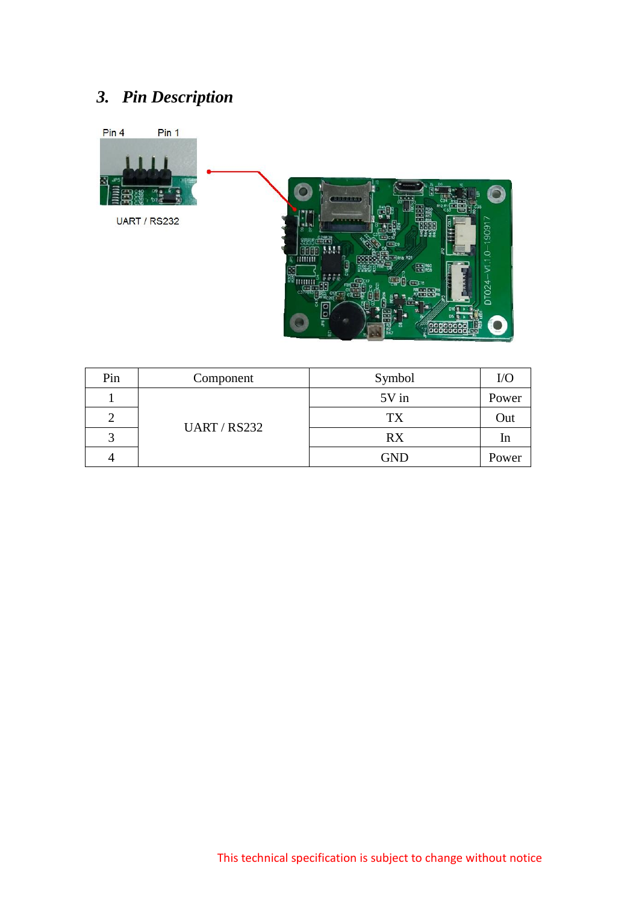## 3. *Pin Description*

| Pin | Component | Symbol | I/O |
|---|---|---|---|
| 1 | UART / RS232 | 5V in | Power |
| 2 | | TX | Out |
| 3 | | RX | In |
| 4 | | GND | Power |

This technical specification is subject to change without notice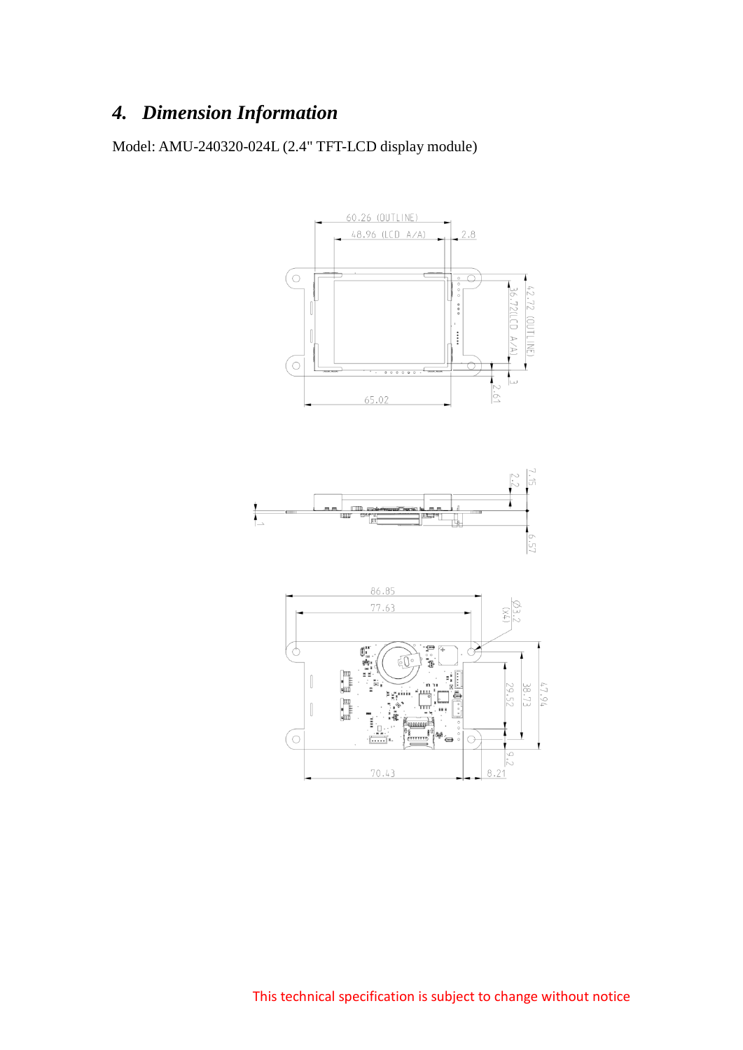## *4. Dimension Information*

Model: AMU-240320-024L (2.4" TFT-LCD display module)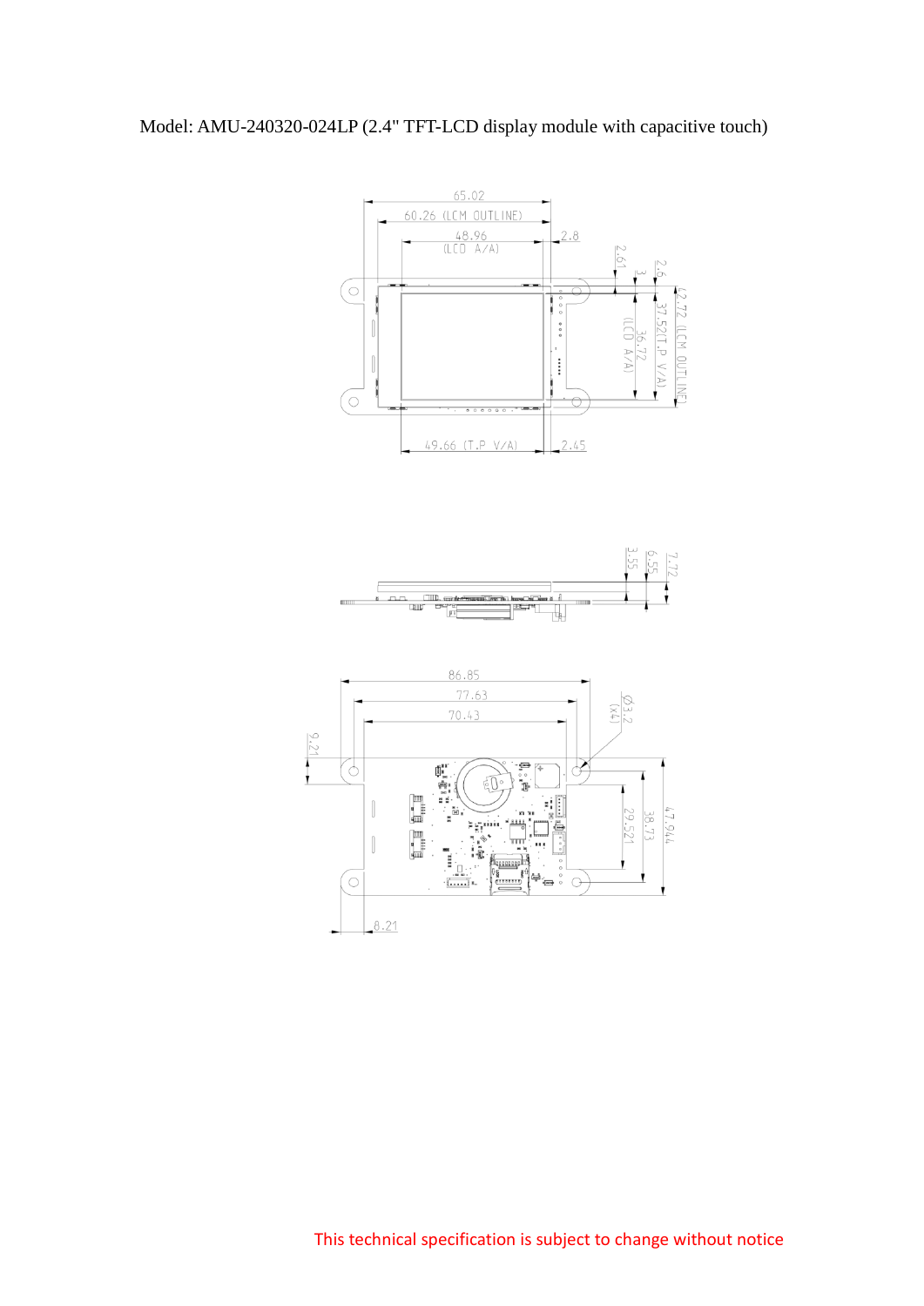Model: AMU-240320-024LP (2.4" TFT-LCD display module with capacitive touch)

This technical specification is subject to change without notice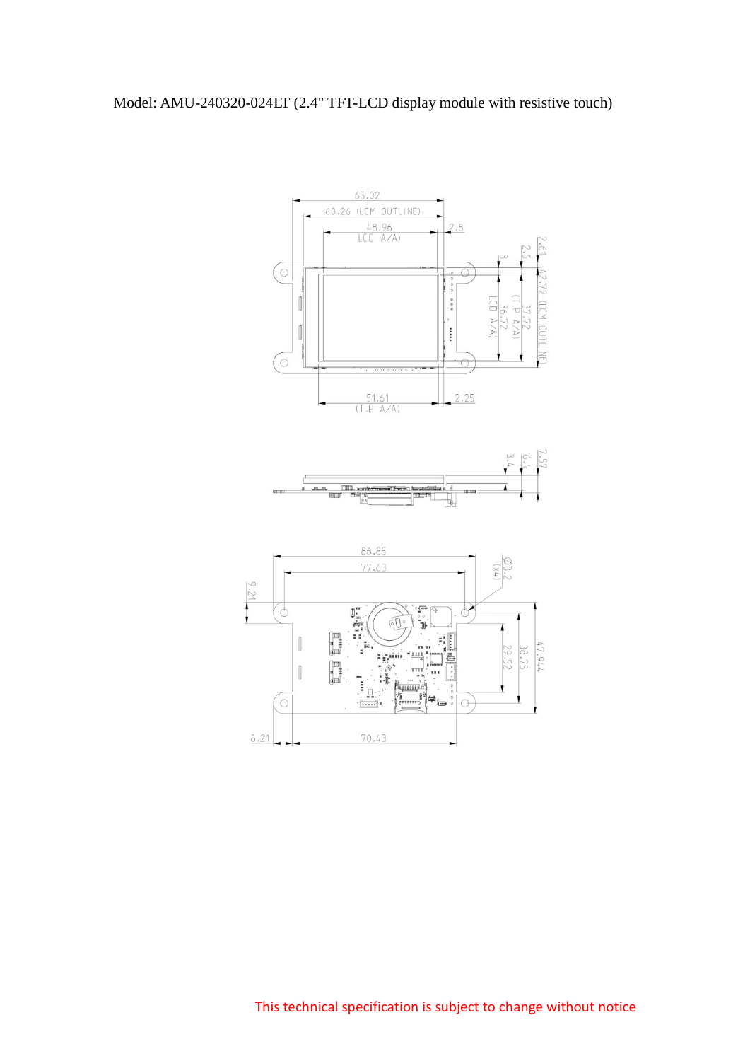Model: AMU-240320-024LT (2.4" TFT-LCD display module with resistive touch)

65.02

60.26 (LCM OUTLINE)

48.96
LCD A/A)

2.8

2.61

2.5

3

42.72 (LCM OUTLINE)

37.72 (T.P A/A)

36.72 LCD A/A)

51.61
(T.P A/A)

2.25

3.4

6.4

7.57

86.85

77.63

Ø3.2 (X4)

9.21

29.52

38.73

47.944

8.21

70.43

This technical specification is subject to change without notice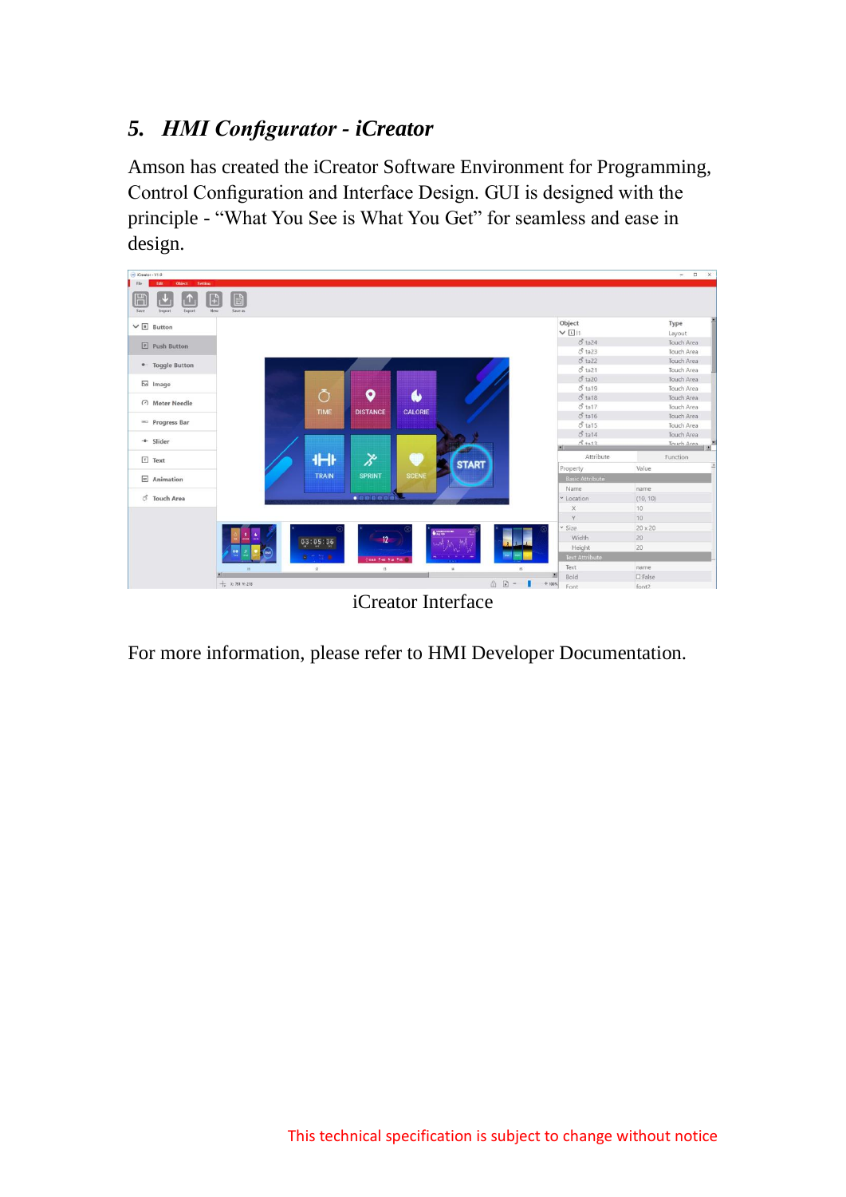## 5. *HMI Configurator - iCreator*

Amson has created the iCreator Software Environment for Programming, Control Configuration and Interface Design. GUI is designed with the principle - “What You See is What You Get” for seamless and ease in design.

iCreator Interface

For more information, please refer to HMI Developer Documentation.

This technical specification is subject to change without notice